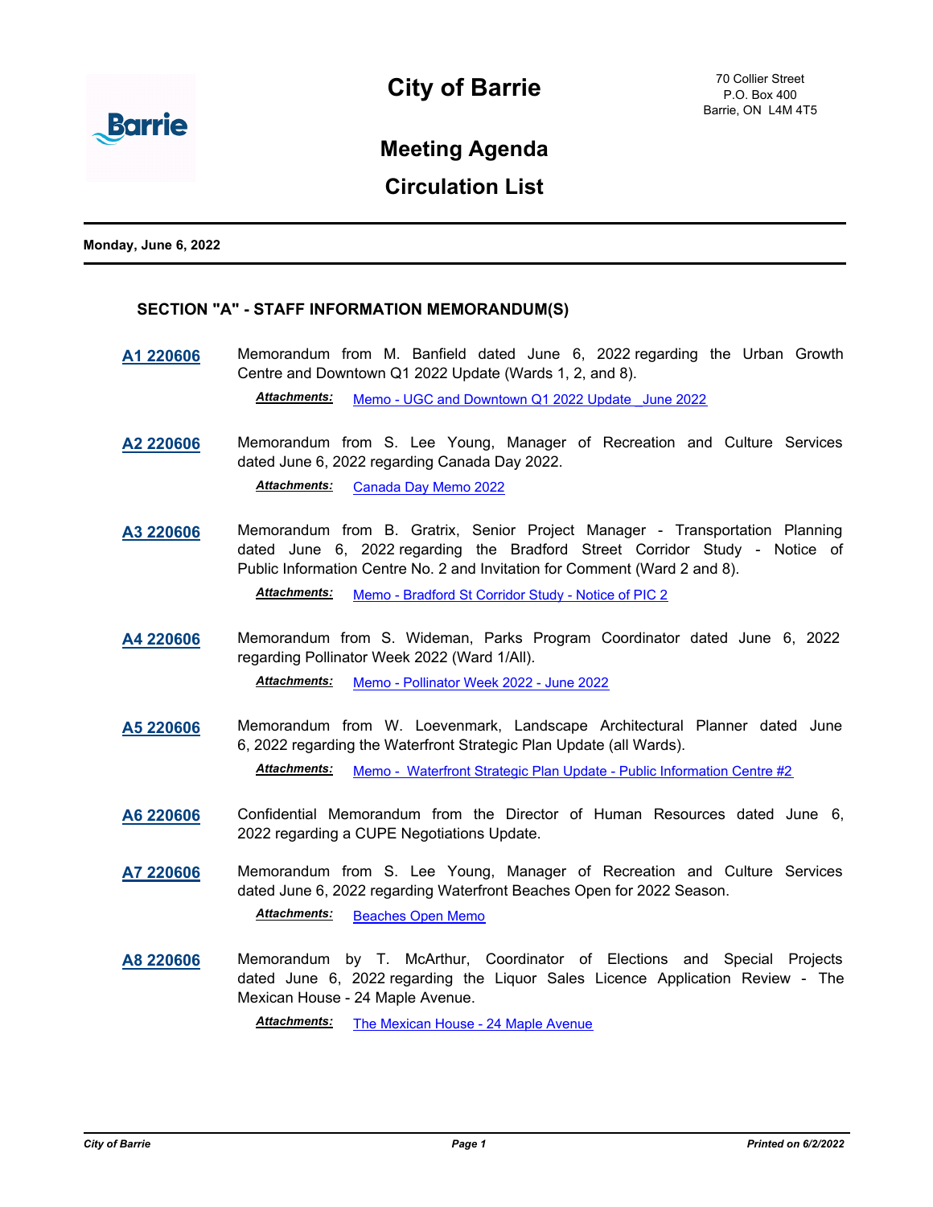# City of Barrie

70 Collier Street
P.O. Box 400
Barrie, ON L4M 4T5

## Meeting Agenda

## Circulation List

**Monday, June 6, 2022**

### SECTION "A" - STAFF INFORMATION MEMORANDUM(S)

**A1 220606** Memorandum from M. Banfield dated June 6, 2022 regarding the Urban Growth Centre and Downtown Q1 2022 Update (Wards 1, 2, and 8).

***Attachments:*** Memo - UGC and Downtown Q1 2022 Update _June 2022

**A2 220606** Memorandum from S. Lee Young, Manager of Recreation and Culture Services dated June 6, 2022 regarding Canada Day 2022.

***Attachments:*** Canada Day Memo 2022

**A3 220606** Memorandum from B. Gratrix, Senior Project Manager - Transportation Planning dated June 6, 2022 regarding the Bradford Street Corridor Study - Notice of Public Information Centre No. 2 and Invitation for Comment (Ward 2 and 8).

***Attachments:*** Memo - Bradford St Corridor Study - Notice of PIC 2

**A4 220606** Memorandum from S. Wideman, Parks Program Coordinator dated June 6, 2022 regarding Pollinator Week 2022 (Ward 1/All).

***Attachments:*** Memo - Pollinator Week 2022 - June 2022

**A5 220606** Memorandum from W. Loevenmark, Landscape Architectural Planner dated June 6, 2022 regarding the Waterfront Strategic Plan Update (all Wards).

***Attachments:*** Memo - Waterfront Strategic Plan Update - Public Information Centre #2

**A6 220606** Confidential Memorandum from the Director of Human Resources dated June 6, 2022 regarding a CUPE Negotiations Update.

**A7 220606** Memorandum from S. Lee Young, Manager of Recreation and Culture Services dated June 6, 2022 regarding Waterfront Beaches Open for 2022 Season.

***Attachments:*** Beaches Open Memo

**A8 220606** Memorandum by T. McArthur, Coordinator of Elections and Special Projects dated June 6, 2022 regarding the Liquor Sales Licence Application Review - The Mexican House - 24 Maple Avenue.

***Attachments:*** The Mexican House - 24 Maple Avenue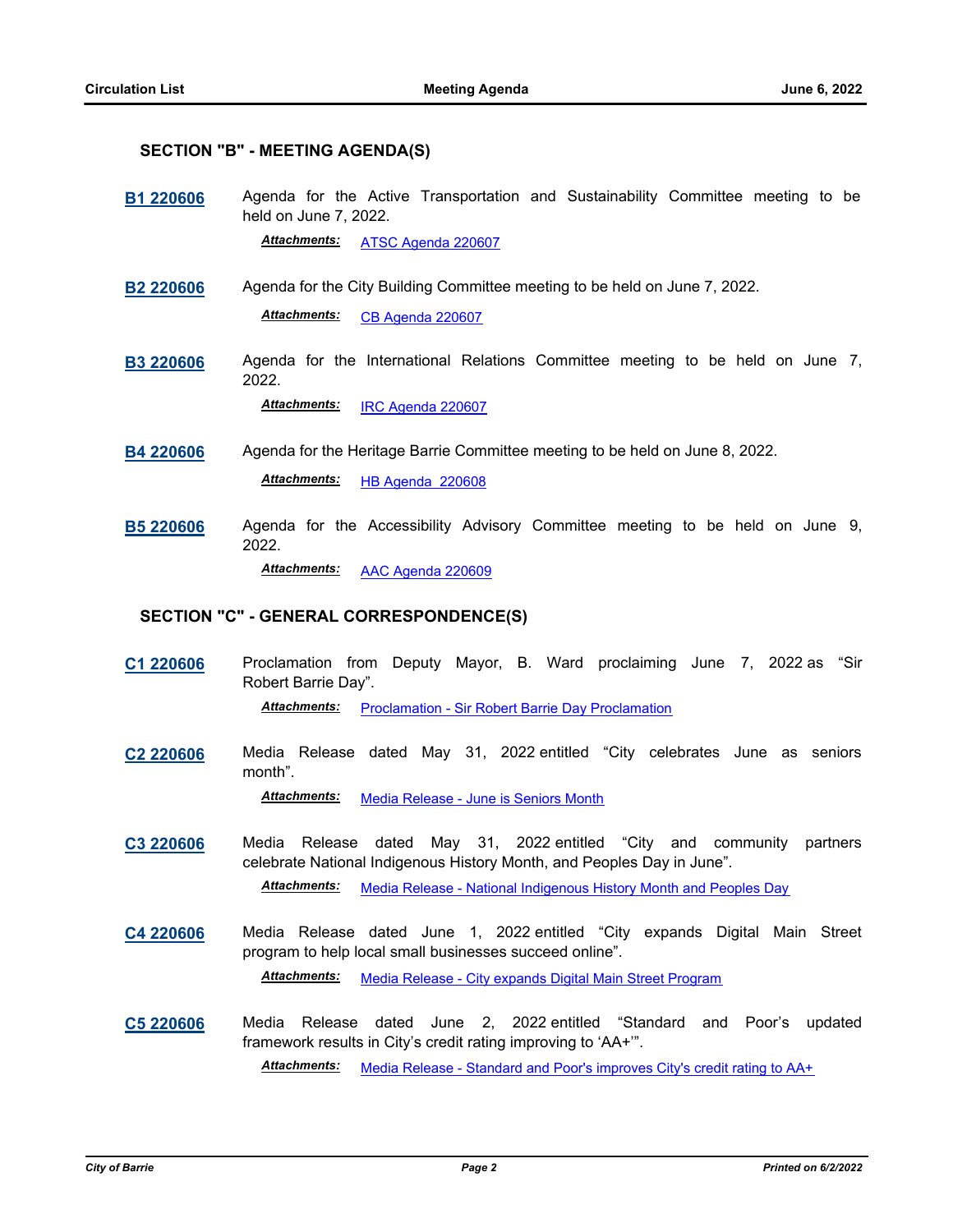## SECTION "B" - MEETING AGENDA(S)

**B1 220606** Agenda for the Active Transportation and Sustainability Committee meeting to be held on June 7, 2022.

***Attachments:*** ATSC Agenda 220607

**B2 220606** Agenda for the City Building Committee meeting to be held on June 7, 2022.

***Attachments:*** CB Agenda 220607

**B3 220606** Agenda for the International Relations Committee meeting to be held on June 7, 2022.

***Attachments:*** IRC Agenda 220607

**B4 220606** Agenda for the Heritage Barrie Committee meeting to be held on June 8, 2022.

***Attachments:*** HB Agenda 220608

**B5 220606** Agenda for the Accessibility Advisory Committee meeting to be held on June 9, 2022.

***Attachments:*** AAC Agenda 220609

## SECTION "C" - GENERAL CORRESPONDENCE(S)

**C1 220606** Proclamation from Deputy Mayor, B. Ward proclaiming June 7, 2022 as "Sir Robert Barrie Day".

***Attachments:*** Proclamation - Sir Robert Barrie Day Proclamation

**C2 220606** Media Release dated May 31, 2022 entitled "City celebrates June as seniors month".

***Attachments:*** Media Release - June is Seniors Month

**C3 220606** Media Release dated May 31, 2022 entitled "City and community partners celebrate National Indigenous History Month, and Peoples Day in June".

***Attachments:*** Media Release - National Indigenous History Month and Peoples Day

**C4 220606** Media Release dated June 1, 2022 entitled "City expands Digital Main Street program to help local small businesses succeed online".

***Attachments:*** Media Release - City expands Digital Main Street Program

**C5 220606** Media Release dated June 2, 2022 entitled "Standard and Poor's updated framework results in City's credit rating improving to 'AA+'".

***Attachments:*** Media Release - Standard and Poor's improves City's credit rating to AA+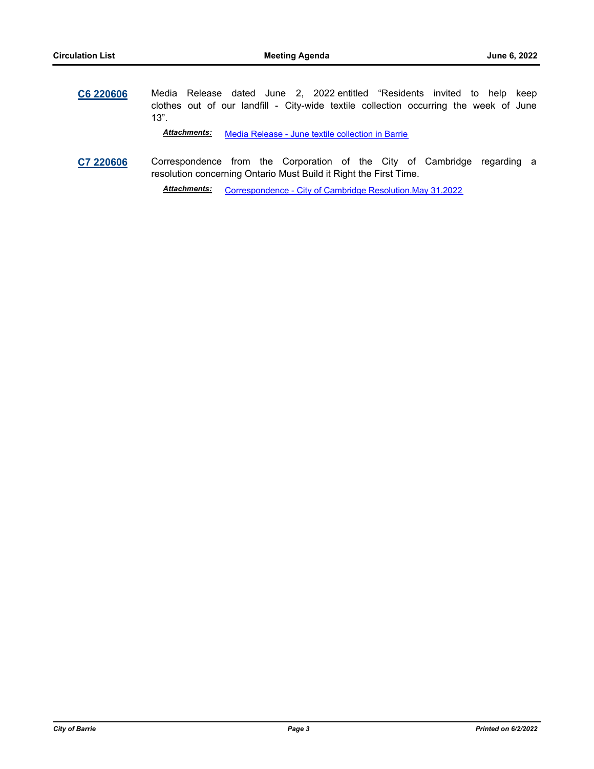**C6 220606** Media Release dated June 2, 2022 entitled "Residents invited to help keep clothes out of our landfill - City-wide textile collection occurring the week of June 13".

***Attachments:*** Media Release - June textile collection in Barrie

**C7 220606** Correspondence from the Corporation of the City of Cambridge regarding a resolution concerning Ontario Must Build it Right the First Time.

***Attachments:*** Correspondence - City of Cambridge Resolution.May 31.2022